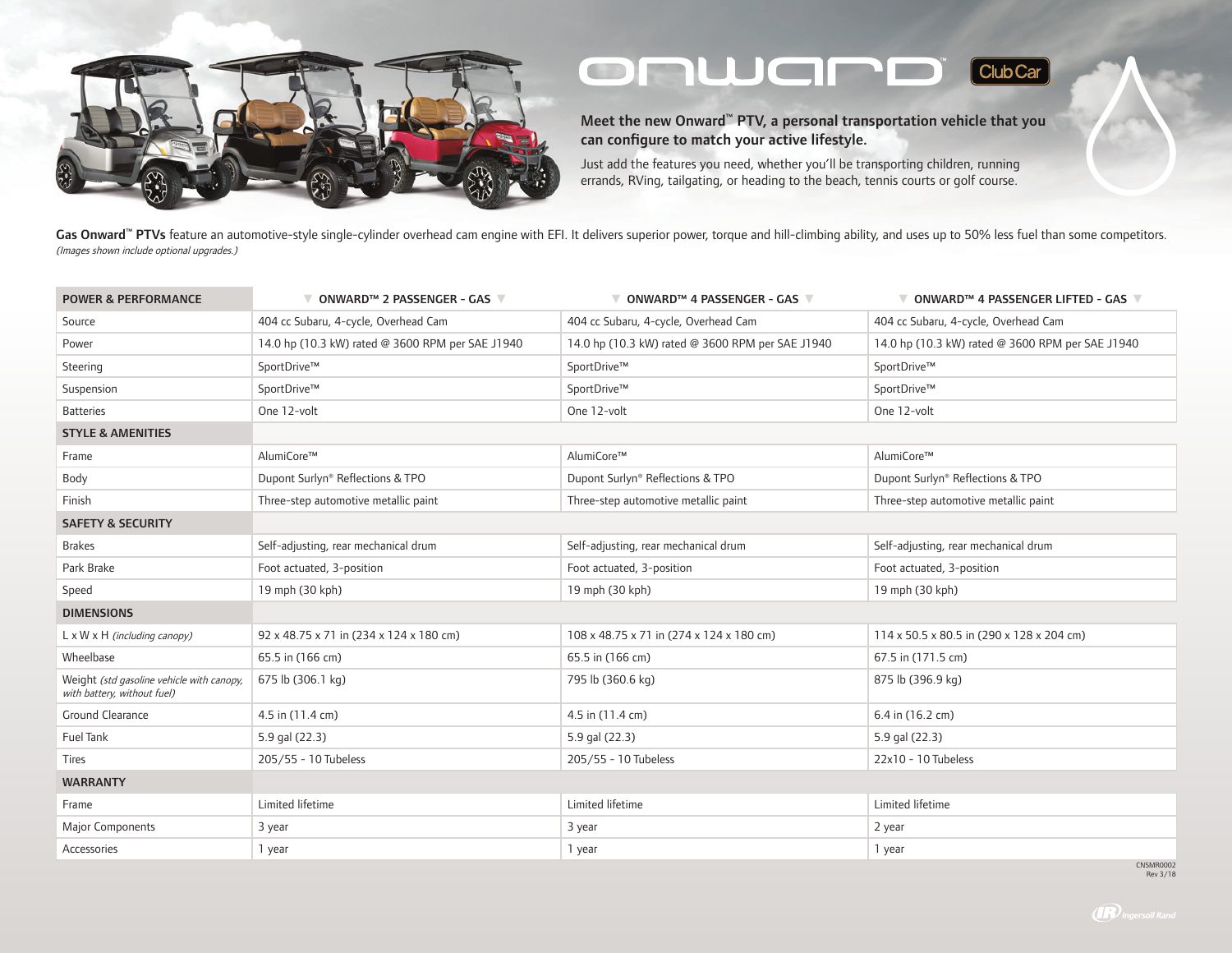# ONWARD™ Club Car

**Meet the new Onward™ PTV, a personal transportation vehicle that you can configure to match your active lifestyle.**

Just add the features you need, whether you'll be transporting children, running errands, RVing, tailgating, or heading to the beach, tennis courts or golf course.

**Gas Onward™ PTVs** feature an automotive-style single-cylinder overhead cam engine with EFI. It delivers superior power, torque and hill-climbing ability, and uses up to 50% less fuel than some competitors.
*(Images shown include optional upgrades.)*

| POWER & PERFORMANCE | ONWARD™ 2 PASSENGER - GAS | ONWARD™ 4 PASSENGER - GAS | ONWARD™ 4 PASSENGER LIFTED - GAS |
|---|---|---|---|
| Source | 404 cc Subaru, 4-cycle, Overhead Cam | 404 cc Subaru, 4-cycle, Overhead Cam | 404 cc Subaru, 4-cycle, Overhead Cam |
| Power | 14.0 hp (10.3 kW) rated @ 3600 RPM per SAE J1940 | 14.0 hp (10.3 kW) rated @ 3600 RPM per SAE J1940 | 14.0 hp (10.3 kW) rated @ 3600 RPM per SAE J1940 |
| Steering | SportDrive™ | SportDrive™ | SportDrive™ |
| Suspension | SportDrive™ | SportDrive™ | SportDrive™ |
| Batteries | One 12-volt | One 12-volt | One 12-volt |
| **STYLE & AMENITIES** | | | |
| Frame | AlumiCore™ | AlumiCore™ | AlumiCore™ |
| Body | Dupont Surlyn® Reflections & TPO | Dupont Surlyn® Reflections & TPO | Dupont Surlyn® Reflections & TPO |
| Finish | Three-step automotive metallic paint | Three-step automotive metallic paint | Three-step automotive metallic paint |
| **SAFETY & SECURITY** | | | |
| Brakes | Self-adjusting, rear mechanical drum | Self-adjusting, rear mechanical drum | Self-adjusting, rear mechanical drum |
| Park Brake | Foot actuated, 3-position | Foot actuated, 3-position | Foot actuated, 3-position |
| Speed | 19 mph (30 kph) | 19 mph (30 kph) | 19 mph (30 kph) |
| **DIMENSIONS** | | | |
| L x W x H *(including canopy)* | 92 x 48.75 x 71 in (234 x 124 x 180 cm) | 108 x 48.75 x 71 in (274 x 124 x 180 cm) | 114 x 50.5 x 80.5 in (290 x 128 x 204 cm) |
| Wheelbase | 65.5 in (166 cm) | 65.5 in (166 cm) | 67.5 in (171.5 cm) |
| Weight *(std gasoline vehicle with canopy, with battery, without fuel)* | 675 lb (306.1 kg) | 795 lb (360.6 kg) | 875 lb (396.9 kg) |
| Ground Clearance | 4.5 in (11.4 cm) | 4.5 in (11.4 cm) | 6.4 in (16.2 cm) |
| Fuel Tank | 5.9 gal (22.3) | 5.9 gal (22.3) | 5.9 gal (22.3) |
| Tires | 205/55 - 10 Tubeless | 205/55 - 10 Tubeless | 22x10 - 10 Tubeless |
| **WARRANTY** | | | |
| Frame | Limited lifetime | Limited lifetime | Limited lifetime |
| Major Components | 3 year | 3 year | 2 year |
| Accessories | 1 year | 1 year | 1 year |

CNSMR0002
Rev 3/18

Ingersoll Rand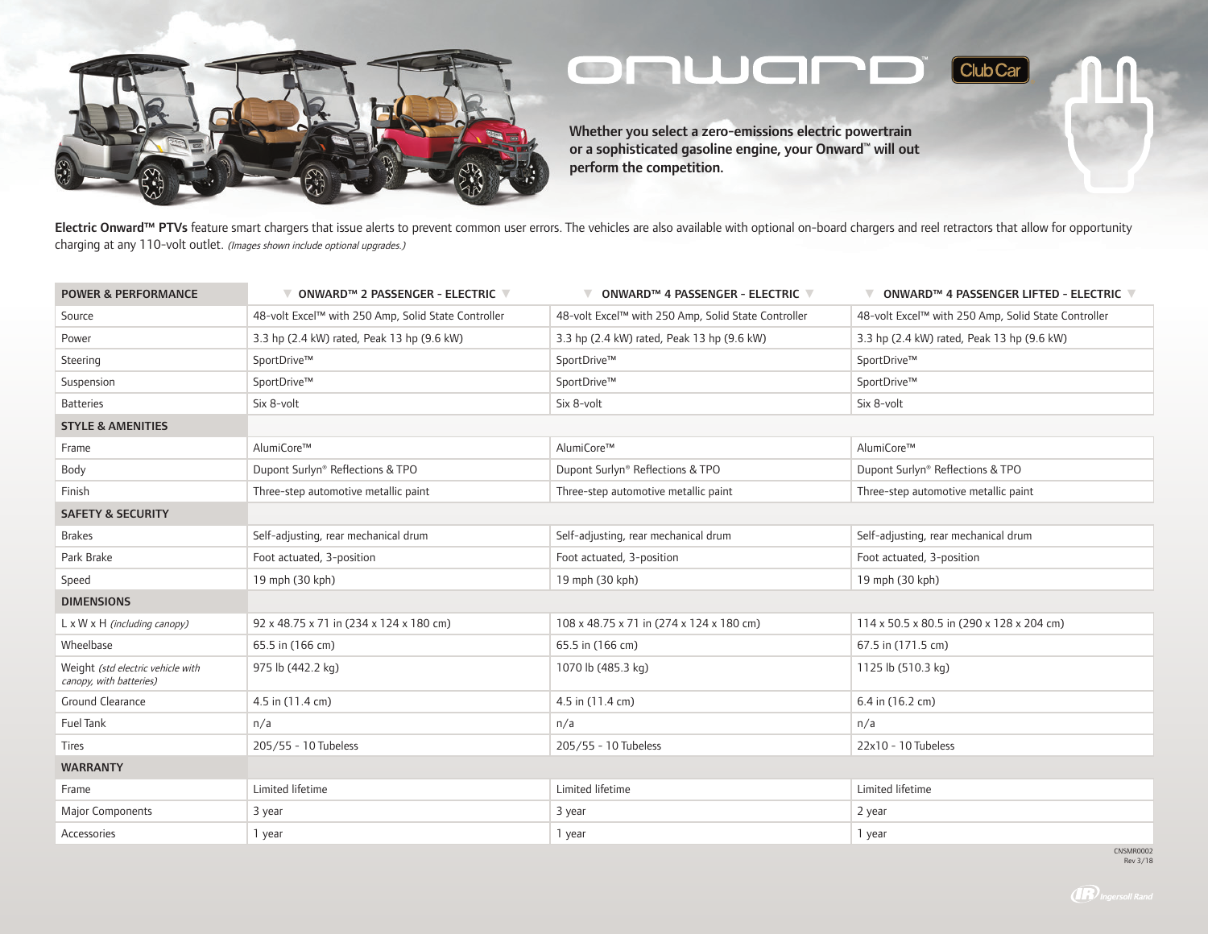# ONWARD™ Club Car

**Whether you select a zero-emissions electric powertrain or a sophisticated gasoline engine, your Onward™ will out perform the competition.**

**Electric Onward™ PTVs** feature smart chargers that issue alerts to prevent common user errors. The vehicles are also available with optional on-board chargers and reel retractors that allow for opportunity charging at any 110-volt outlet. *(Images shown include optional upgrades.)*

| POWER & PERFORMANCE | ONWARD™ 2 PASSENGER - ELECTRIC | ONWARD™ 4 PASSENGER - ELECTRIC | ONWARD™ 4 PASSENGER LIFTED - ELECTRIC |
|---|---|---|---|
| Source | 48-volt Excel™ with 250 Amp, Solid State Controller | 48-volt Excel™ with 250 Amp, Solid State Controller | 48-volt Excel™ with 250 Amp, Solid State Controller |
| Power | 3.3 hp (2.4 kW) rated, Peak 13 hp (9.6 kW) | 3.3 hp (2.4 kW) rated, Peak 13 hp (9.6 kW) | 3.3 hp (2.4 kW) rated, Peak 13 hp (9.6 kW) |
| Steering | SportDrive™ | SportDrive™ | SportDrive™ |
| Suspension | SportDrive™ | SportDrive™ | SportDrive™ |
| Batteries | Six 8-volt | Six 8-volt | Six 8-volt |
| **STYLE & AMENITIES** | | | |
| Frame | AlumiCore™ | AlumiCore™ | AlumiCore™ |
| Body | Dupont Surlyn® Reflections & TPO | Dupont Surlyn® Reflections & TPO | Dupont Surlyn® Reflections & TPO |
| Finish | Three-step automotive metallic paint | Three-step automotive metallic paint | Three-step automotive metallic paint |
| **SAFETY & SECURITY** | | | |
| Brakes | Self-adjusting, rear mechanical drum | Self-adjusting, rear mechanical drum | Self-adjusting, rear mechanical drum |
| Park Brake | Foot actuated, 3-position | Foot actuated, 3-position | Foot actuated, 3-position |
| Speed | 19 mph (30 kph) | 19 mph (30 kph) | 19 mph (30 kph) |
| **DIMENSIONS** | | | |
| L x W x H *(including canopy)* | 92 x 48.75 x 71 in (234 x 124 x 180 cm) | 108 x 48.75 x 71 in (274 x 124 x 180 cm) | 114 x 50.5 x 80.5 in (290 x 128 x 204 cm) |
| Wheelbase | 65.5 in (166 cm) | 65.5 in (166 cm) | 67.5 in (171.5 cm) |
| Weight *(std electric vehicle with canopy, with batteries)* | 975 lb (442.2 kg) | 1070 lb (485.3 kg) | 1125 lb (510.3 kg) |
| Ground Clearance | 4.5 in (11.4 cm) | 4.5 in (11.4 cm) | 6.4 in (16.2 cm) |
| Fuel Tank | n/a | n/a | n/a |
| Tires | 205/55 - 10 Tubeless | 205/55 - 10 Tubeless | 22x10 - 10 Tubeless |
| **WARRANTY** | | | |
| Frame | Limited lifetime | Limited lifetime | Limited lifetime |
| Major Components | 3 year | 3 year | 2 year |
| Accessories | 1 year | 1 year | 1 year |

CNSMR0002
Rev 3/18

Ingersoll Rand